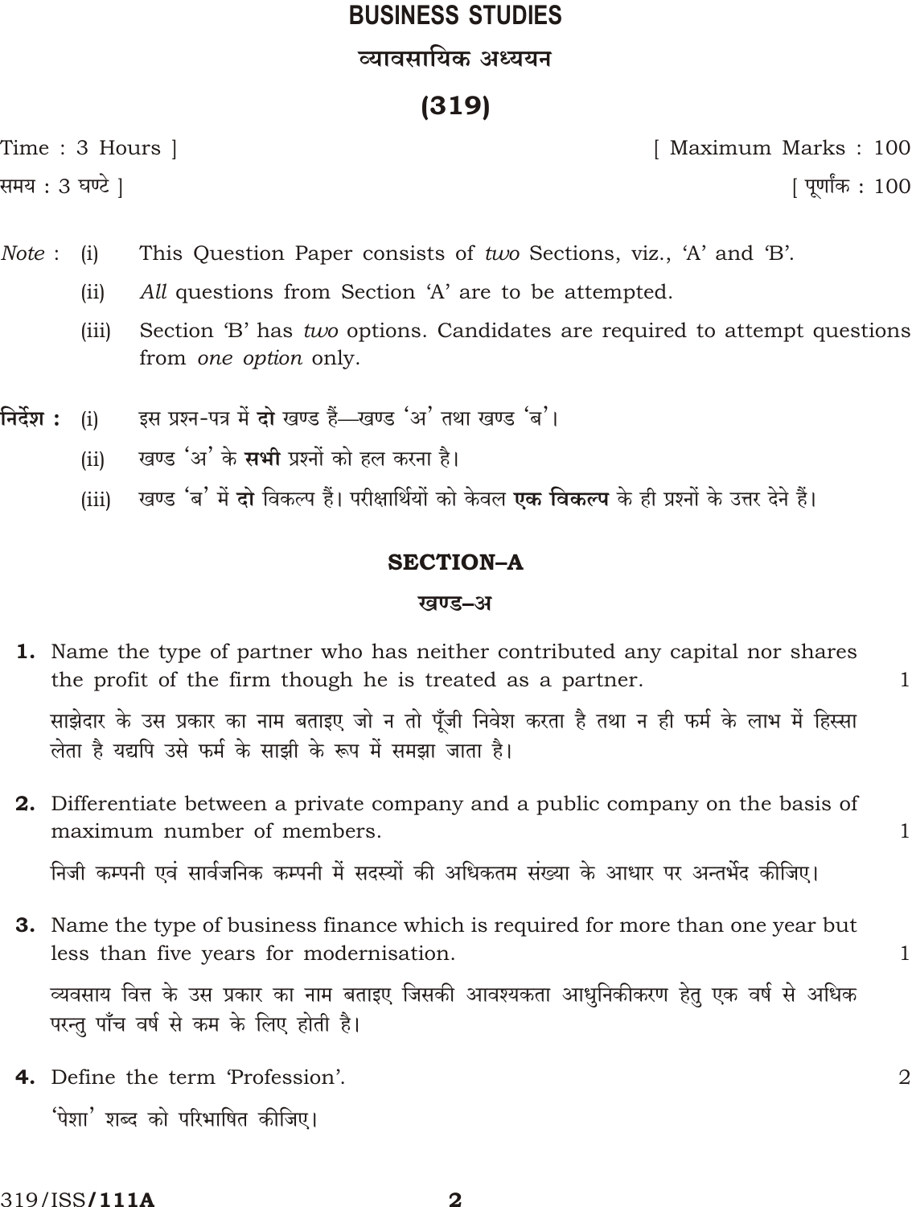# BUSINESS STUDIES

## व्यावसायिक अध्ययन

## (319)

Time : 3 Hours ] [ Maximum Marks : 100

समय : 3 घण्टे ] [ पूर्णांक : 100

*Note* : (i) This Question Paper consists of *two* Sections, viz., 'A' and 'B'.

(ii) *All* questions from Section 'A' are to be attempted.

(iii) Section 'B' has *two* options. Candidates are required to attempt questions from *one option* only.

**निर्देश :** (i) इस प्रश्न-पत्र में **दो** खण्ड हैं—खण्ड 'अ' तथा खण्ड 'ब'।

(ii) खण्ड 'अ' के **सभी** प्रश्नों को हल करना है।

(iii) खण्ड 'ब' में **दो** विकल्प हैं। परीक्षार्थियों को केवल **एक विकल्प** के ही प्रश्नों के उत्तर देने हैं।

### SECTION–A

### खण्ड–अ

**1.** Name the type of partner who has neither contributed any capital nor shares the profit of the firm though he is treated as a partner. 1

साझेदार के उस प्रकार का नाम बताइए जो न तो पूँजी निवेश करता है तथा न ही फर्म के लाभ में हिस्सा लेता है यद्यपि उसे फर्म के साझी के रूप में समझा जाता है।

**2.** Differentiate between a private company and a public company on the basis of maximum number of members. 1

निजी कम्पनी एवं सार्वजनिक कम्पनी में सदस्यों की अधिकतम संख्या के आधार पर अन्तर्भेद कीजिए।

**3.** Name the type of business finance which is required for more than one year but less than five years for modernisation. 1

व्यवसाय वित्त के उस प्रकार का नाम बताइए जिसकी आवश्यकता आधुनिकीकरण हेतु एक वर्ष से अधिक परन्तु पाँच वर्ष से कम के लिए होती है।

**4.** Define the term 'Profession'. 2

'पेशा' शब्द को परिभाषित कीजिए।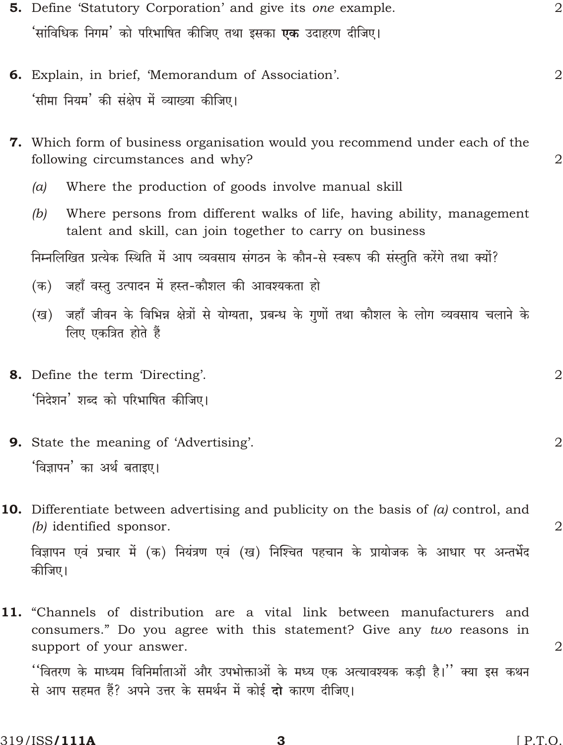**5.** Define 'Statutory Corporation' and give its *one* example. 2

'सांविधिक निगम' को परिभाषित कीजिए तथा इसका **एक** उदाहरण दीजिए।

**6.** Explain, in brief, 'Memorandum of Association'. 2

'सीमा नियम' की संक्षेप में व्याख्या कीजिए।

**7.** Which form of business organisation would you recommend under each of the following circumstances and why? 2

*(a)* Where the production of goods involve manual skill

*(b)* Where persons from different walks of life, having ability, management talent and skill, can join together to carry on business

निम्नलिखित प्रत्येक स्थिति में आप व्यवसाय संगठन के कौन-से स्वरूप की संस्तुति करेंगे तथा क्यों?

(क) जहाँ वस्तु उत्पादन में हस्त-कौशल की आवश्यकता हो

(ख) जहाँ जीवन के विभिन्न क्षेत्रों से योग्यता, प्रबन्ध के गुणों तथा कौशल के लोग व्यवसाय चलाने के लिए एकत्रित होते हैं

**8.** Define the term 'Directing'. 2

'निदेशन' शब्द को परिभाषित कीजिए।

**9.** State the meaning of 'Advertising'. 2

'विज्ञापन' का अर्थ बताइए।

**10.** Differentiate between advertising and publicity on the basis of *(a)* control, and *(b)* identified sponsor. 2

विज्ञापन एवं प्रचार में (क) नियंत्रण एवं (ख) निश्चित पहचान के प्रायोजक के आधार पर अन्तर्भेद कीजिए।

**11.** "Channels of distribution are a vital link between manufacturers and consumers." Do you agree with this statement? Give any *two* reasons in support of your answer. 2

''वितरण के माध्यम विनिर्माताओं और उपभोक्ताओं के मध्य एक अत्यावश्यक कड़ी है।'' क्या इस कथन से आप सहमत हैं? अपने उत्तर के समर्थन में कोई **दो** कारण दीजिए।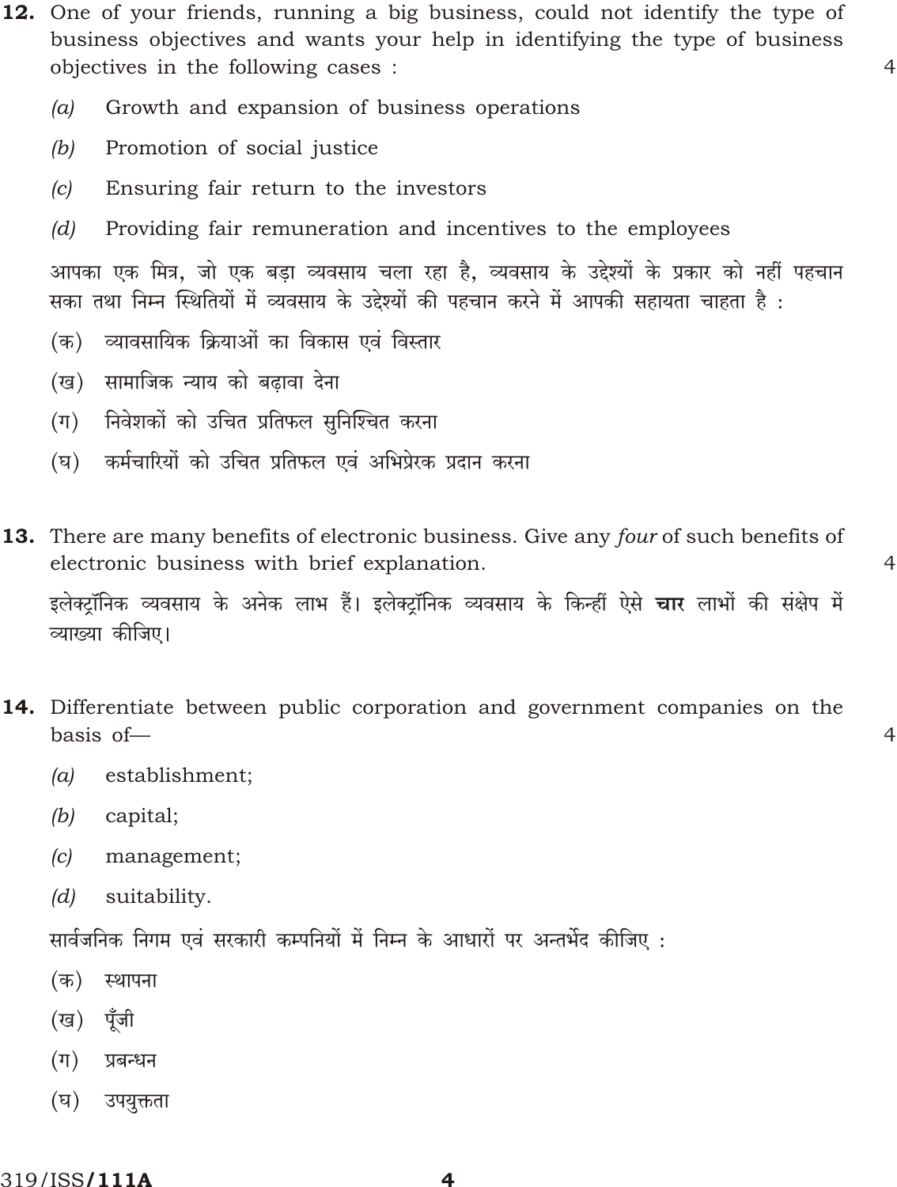**12.** One of your friends, running a big business, could not identify the type of business objectives and wants your help in identifying the type of business objectives in the following cases : 4

*(a)* Growth and expansion of business operations

*(b)* Promotion of social justice

*(c)* Ensuring fair return to the investors

*(d)* Providing fair remuneration and incentives to the employees

आपका एक मित्र, जो एक बड़ा व्यवसाय चला रहा है, व्यवसाय के उद्देश्यों के प्रकार को नहीं पहचान सका तथा निम्न स्थितियों में व्यवसाय के उद्देश्यों की पहचान करने में आपकी सहायता चाहता है :

(क) व्यावसायिक क्रियाओं का विकास एवं विस्तार

(ख) सामाजिक न्याय को बढ़ावा देना

(ग) निवेशकों को उचित प्रतिफल सुनिश्चित करना

(घ) कर्मचारियों को उचित प्रतिफल एवं अभिप्रेरक प्रदान करना

**13.** There are many benefits of electronic business. Give any *four* of such benefits of electronic business with brief explanation. 4

इलेक्ट्रॉनिक व्यवसाय के अनेक लाभ हैं। इलेक्ट्रॉनिक व्यवसाय के किन्हीं ऐसे **चार** लाभों की संक्षेप में व्याख्या कीजिए।

**14.** Differentiate between public corporation and government companies on the basis of— 4

*(a)* establishment;

*(b)* capital;

*(c)* management;

*(d)* suitability.

सार्वजनिक निगम एवं सरकारी कम्पनियों में निम्न के आधारों पर अन्तर्भेद कीजिए :

(क) स्थापना

(ख) पूँजी

(ग) प्रबन्धन

(घ) उपयुक्तता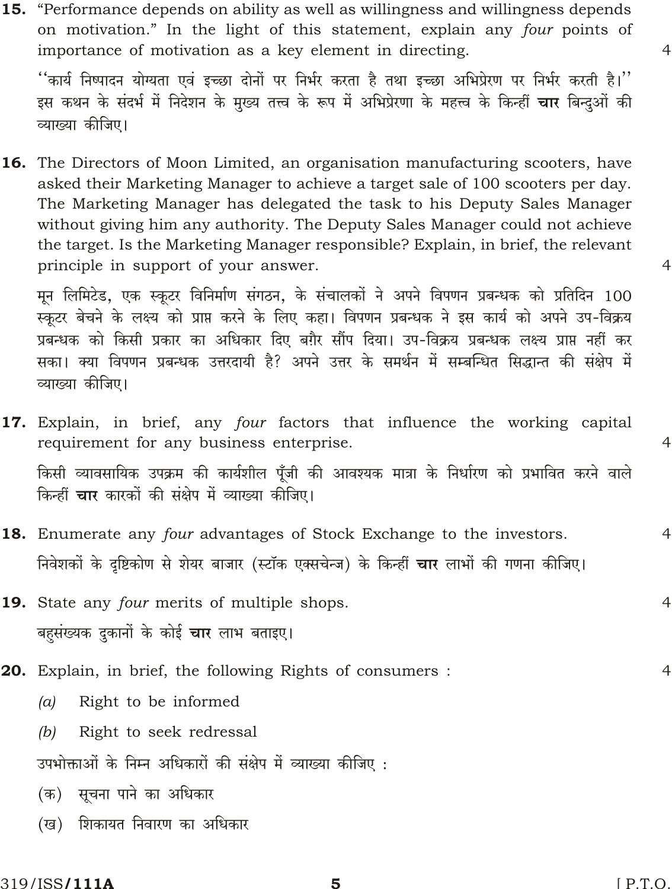**15.** "Performance depends on ability as well as willingness and willingness depends on motivation." In the light of this statement, explain any *four* points of importance of motivation as a key element in directing. 4

''कार्य निष्पादन योग्यता एवं इच्छा दोनों पर निर्भर करता है तथा इच्छा अभिप्रेरण पर निर्भर करती है।'' इस कथन के संदर्भ में निदेशन के मुख्य तत्त्व के रूप में अभिप्रेरणा के महत्त्व के किन्हीं **चार** बिन्दुओं की व्याख्या कीजिए।

**16.** The Directors of Moon Limited, an organisation manufacturing scooters, have asked their Marketing Manager to achieve a target sale of 100 scooters per day. The Marketing Manager has delegated the task to his Deputy Sales Manager without giving him any authority. The Deputy Sales Manager could not achieve the target. Is the Marketing Manager responsible? Explain, in brief, the relevant principle in support of your answer. 4

मून लिमिटेड, एक स्कूटर विनिर्माण संगठन, के संचालकों ने अपने विपणन प्रबन्धक को प्रतिदिन 100 स्कूटर बेचने के लक्ष्य को प्राप्त करने के लिए कहा। विपणन प्रबन्धक ने इस कार्य को अपने उप-विक्रय प्रबन्धक को किसी प्रकार का अधिकार दिए बग़ैर सौंप दिया। उप-विक्रय प्रबन्धक लक्ष्य प्राप्त नहीं कर सका। क्या विपणन प्रबन्धक उत्तरदायी है? अपने उत्तर के समर्थन में सम्बन्धित सिद्धान्त की संक्षेप में व्याख्या कीजिए।

**17.** Explain, in brief, any *four* factors that influence the working capital requirement for any business enterprise. 4

किसी व्यावसायिक उपक्रम की कार्यशील पूँजी की आवश्यक मात्रा के निर्धारण को प्रभावित करने वाले किन्हीं **चार** कारकों की संक्षेप में व्याख्या कीजिए।

**18.** Enumerate any *four* advantages of Stock Exchange to the investors. 4

निवेशकों के दृष्टिकोण से शेयर बाजार (स्टॉक एक्सचेन्ज) के किन्हीं **चार** लाभों की गणना कीजिए।

**19.** State any *four* merits of multiple shops. 4

बहुसंख्यक दुकानों के कोई **चार** लाभ बताइए।

**20.** Explain, in brief, the following Rights of consumers : 4

(*a*) Right to be informed

(*b*) Right to seek redressal

उपभोक्ताओं के निम्न अधिकारों की संक्षेप में व्याख्या कीजिए :

(क) सूचना पाने का अधिकार

(ख) शिकायत निवारण का अधिकार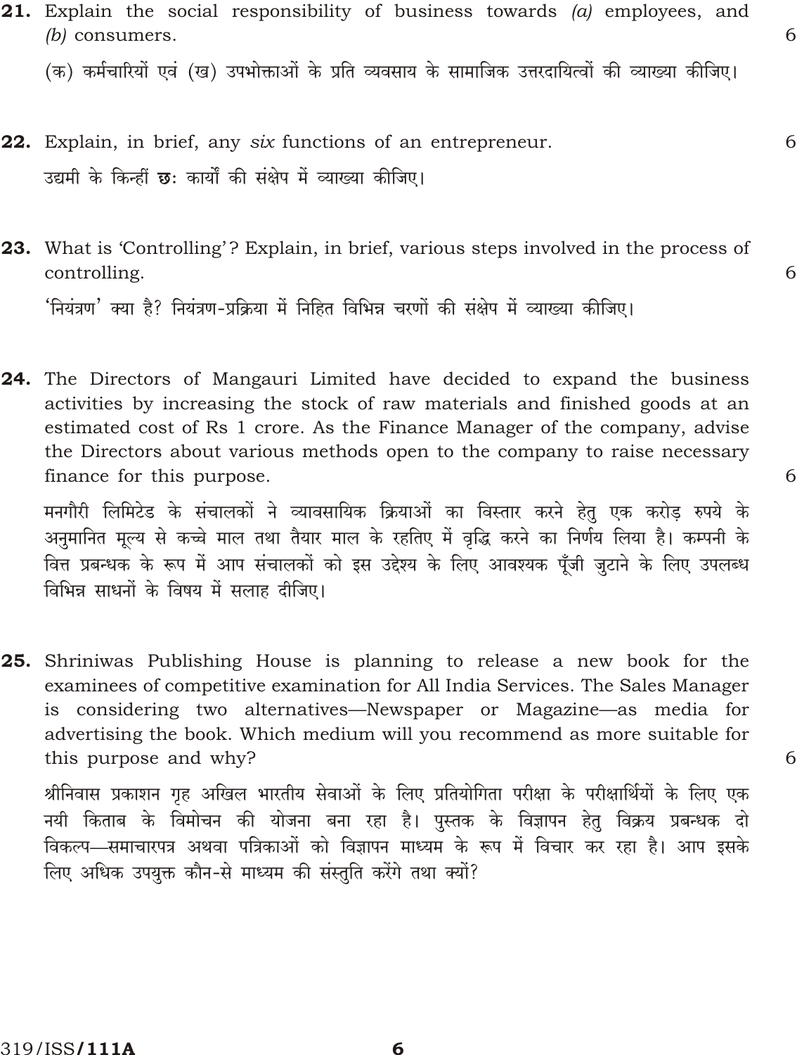**21.** Explain the social responsibility of business towards *(a)* employees, and *(b)* consumers. 6

(क) कर्मचारियों एवं (ख) उपभोक्ताओं के प्रति व्यवसाय के सामाजिक उत्तरदायित्वों की व्याख्या कीजिए।

**22.** Explain, in brief, any *six* functions of an entrepreneur. 6

उद्यमी के किन्हीं **छः** कार्यों की संक्षेप में व्याख्या कीजिए।

**23.** What is 'Controlling'? Explain, in brief, various steps involved in the process of controlling. 6

'नियंत्रण' क्या है? नियंत्रण-प्रक्रिया में निहित विभिन्न चरणों की संक्षेप में व्याख्या कीजिए।

**24.** The Directors of Mangauri Limited have decided to expand the business activities by increasing the stock of raw materials and finished goods at an estimated cost of Rs 1 crore. As the Finance Manager of the company, advise the Directors about various methods open to the company to raise necessary finance for this purpose. 6

मनगौरी लिमिटेड के संचालकों ने व्यावसायिक क्रियाओं का विस्तार करने हेतु एक करोड़ रुपये के अनुमानित मूल्य से कच्चे माल तथा तैयार माल के रहतिए में वृद्धि करने का निर्णय लिया है। कम्पनी के वित्त प्रबन्धक के रूप में आप संचालकों को इस उद्देश्य के लिए आवश्यक पूँजी जुटाने के लिए उपलब्ध विभिन्न साधनों के विषय में सलाह दीजिए।

**25.** Shriniwas Publishing House is planning to release a new book for the examinees of competitive examination for All India Services. The Sales Manager is considering two alternatives—Newspaper or Magazine—as media for advertising the book. Which medium will you recommend as more suitable for this purpose and why? 6

श्रीनिवास प्रकाशन गृह अखिल भारतीय सेवाओं के लिए प्रतियोगिता परीक्षा के परीक्षार्थियों के लिए एक नयी किताब के विमोचन की योजना बना रहा है। पुस्तक के विज्ञापन हेतु विक्रय प्रबन्धक दो विकल्प—समाचारपत्र अथवा पत्रिकाओं को विज्ञापन माध्यम के रूप में विचार कर रहा है। आप इसके लिए अधिक उपयुक्त कौन-से माध्यम की संस्तुति करेंगे तथा क्यों?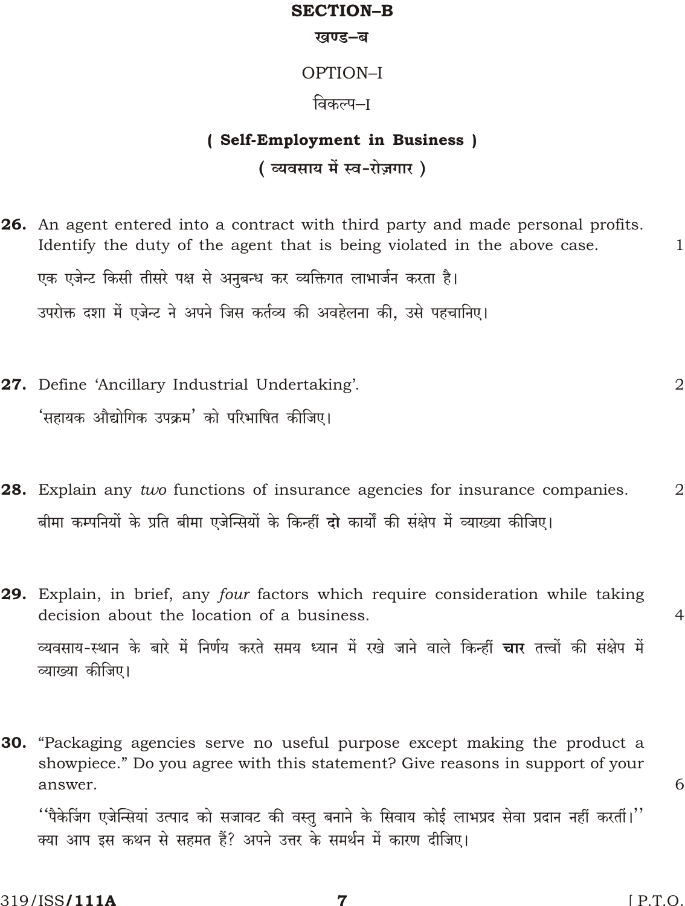## SECTION–B

### खण्ड–ब

### OPTION–I

### विकल्प–I

### ( Self-Employment in Business )

### ( व्यवसाय में स्व-रोज़गार )

**26.** An agent entered into a contract with third party and made personal profits. Identify the duty of the agent that is being violated in the above case. 1

एक एजेन्ट किसी तीसरे पक्ष से अनुबन्ध कर व्यक्तिगत लाभार्जन करता है।

उपरोक्त दशा में एजेन्ट ने अपने जिस कर्तव्य की अवहेलना की, उसे पहचानिए।

**27.** Define 'Ancillary Industrial Undertaking'. 2

'सहायक औद्योगिक उपक्रम' को परिभाषित कीजिए।

**28.** Explain any *two* functions of insurance agencies for insurance companies. 2

बीमा कम्पनियों के प्रति बीमा एजेन्सियों के किन्हीं **दो** कार्यों की संक्षेप में व्याख्या कीजिए।

**29.** Explain, in brief, any *four* factors which require consideration while taking decision about the location of a business. 4

व्यवसाय-स्थान के बारे में निर्णय करते समय ध्यान में रखे जाने वाले किन्हीं **चार** तत्त्वों की संक्षेप में व्याख्या कीजिए।

**30.** "Packaging agencies serve no useful purpose except making the product a showpiece." Do you agree with this statement? Give reasons in support of your answer. 6

''पैकेजिंग एजेन्सियां उत्पाद को सजावट की वस्तु बनाने के सिवाय कोई लाभप्रद सेवा प्रदान नहीं करतीं।'' क्या आप इस कथन से सहमत हैं? अपने उत्तर के समर्थन में कारण दीजिए।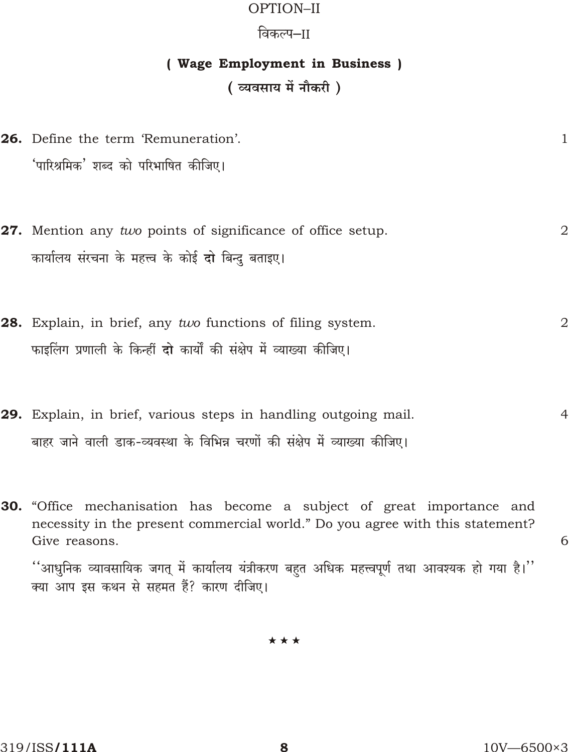OPTION–II

विकल्प–II

**( Wage Employment in Business )**

**( व्यवसाय में नौकरी )**

**26.** Define the term 'Remuneration'. 1

'पारिश्रमिक' शब्द को परिभाषित कीजिए।

**27.** Mention any *two* points of significance of office setup. 2

कार्यालय संरचना के महत्त्व के कोई **दो** बिन्दु बताइए।

**28.** Explain, in brief, any *two* functions of filing system. 2

फाइलिंग प्रणाली के किन्हीं **दो** कार्यों की संक्षेप में व्याख्या कीजिए।

**29.** Explain, in brief, various steps in handling outgoing mail. 4

बाहर जाने वाली डाक-व्यवस्था के विभिन्न चरणों की संक्षेप में व्याख्या कीजिए।

**30.** "Office mechanisation has become a subject of great importance and necessity in the present commercial world." Do you agree with this statement? Give reasons. 6

''आधुनिक व्यावसायिक जगत् में कार्यालय यंत्रीकरण बहुत अधिक महत्त्वपूर्ण तथा आवश्यक हो गया है।'' क्या आप इस कथन से सहमत हैं? कारण दीजिए।

★★★